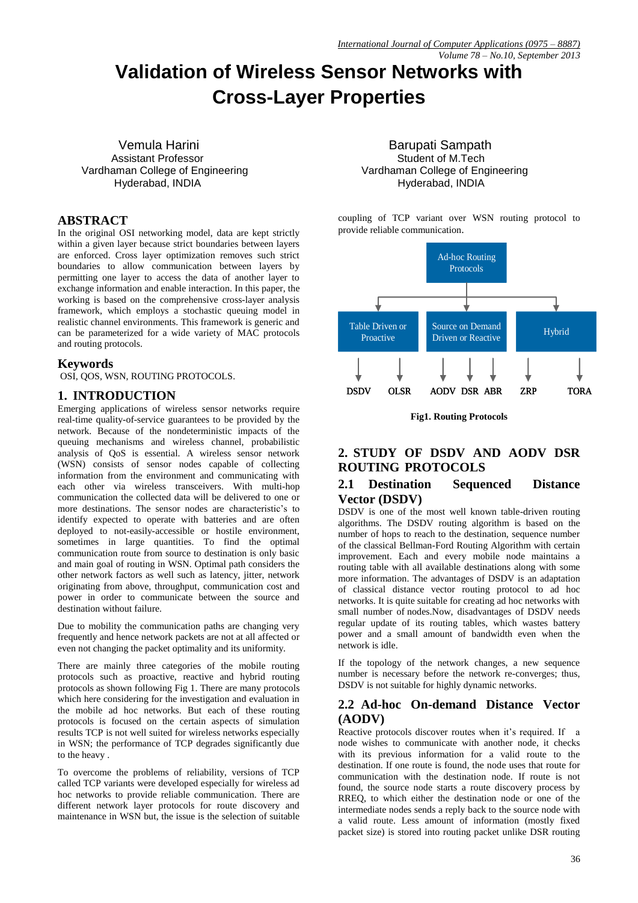# Validation of Wireless Sensor Networks with Cross-Layer Properties

Vemula Harini
Assistant Professor
Vardhaman College of Engineering
Hyderabad, INDIA

Barupati Sampath
Student of M.Tech
Vardhaman College of Engineering
Hyderabad, INDIA

## ABSTRACT

In the original OSI networking model, data are kept strictly within a given layer because strict boundaries between layers are enforced. Cross layer optimization removes such strict boundaries to allow communication between layers by permitting one layer to access the data of another layer to exchange information and enable interaction. In this paper, the working is based on the comprehensive cross-layer analysis framework, which employs a stochastic queuing model in realistic channel environments. This framework is generic and can be parameterized for a wide variety of MAC protocols and routing protocols.

## Keywords

OSI, QOS, WSN, ROUTING PROTOCOLS.

## 1. INTRODUCTION

Emerging applications of wireless sensor networks require real-time quality-of-service guarantees to be provided by the network. Because of the nondeterministic impacts of the queuing mechanisms and wireless channel, probabilistic analysis of QoS is essential. A wireless sensor network (WSN) consists of sensor nodes capable of collecting information from the environment and communicating with each other via wireless transceivers. With multi-hop communication the collected data will be delivered to one or more destinations. The sensor nodes are characteristic's to identify expected to operate with batteries and are often deployed to not-easily-accessible or hostile environment, sometimes in large quantities. To find the optimal communication route from source to destination is only basic and main goal of routing in WSN. Optimal path considers the other network factors as well such as latency, jitter, network originating from above, throughput, communication cost and power in order to communicate between the source and destination without failure.

Due to mobility the communication paths are changing very frequently and hence network packets are not at all affected or even not changing the packet optimality and its uniformity.

There are mainly three categories of the mobile routing protocols such as proactive, reactive and hybrid routing protocols as shown following Fig 1. There are many protocols which here considering for the investigation and evaluation in the mobile ad hoc networks. But each of these routing protocols is focused on the certain aspects of simulation results TCP is not well suited for wireless networks especially in WSN; the performance of TCP degrades significantly due to the heavy .

To overcome the problems of reliability, versions of TCP called TCP variants were developed especially for wireless ad hoc networks to provide reliable communication. There are different network layer protocols for route discovery and maintenance in WSN but, the issue is the selection of suitable coupling of TCP variant over WSN routing protocol to provide reliable communication.

Ad-hoc Routing Protocols

Table Driven or Proactive | Source on Demand Driven or Reactive | Hybrid

DSDV OLSR | AODV DSR ABR | ZRP TORA

**Fig1. Routing Protocols**

## 2. STUDY OF DSDV AND AODV DSR ROUTING PROTOCOLS

### 2.1 Destination Sequenced Distance Vector (DSDV)

DSDV is one of the most well known table-driven routing algorithms. The DSDV routing algorithm is based on the number of hops to reach to the destination, sequence number of the classical Bellman-Ford Routing Algorithm with certain improvement. Each and every mobile node maintains a routing table with all available destinations along with some more information. The advantages of DSDV is an adaptation of classical distance vector routing protocol to ad hoc networks. It is quite suitable for creating ad hoc networks with small number of nodes.Now, disadvantages of DSDV needs regular update of its routing tables, which wastes battery power and a small amount of bandwidth even when the network is idle.

If the topology of the network changes, a new sequence number is necessary before the network re-converges; thus, DSDV is not suitable for highly dynamic networks.

### 2.2 Ad-hoc On-demand Distance Vector (AODV)

Reactive protocols discover routes when it's required. If a node wishes to communicate with another node, it checks with its previous information for a valid route to the destination. If one route is found, the node uses that route for communication with the destination node. If route is not found, the source node starts a route discovery process by RREQ, to which either the destination node or one of the intermediate nodes sends a reply back to the source node with a valid route. Less amount of information (mostly fixed packet size) is stored into routing packet unlike DSR routing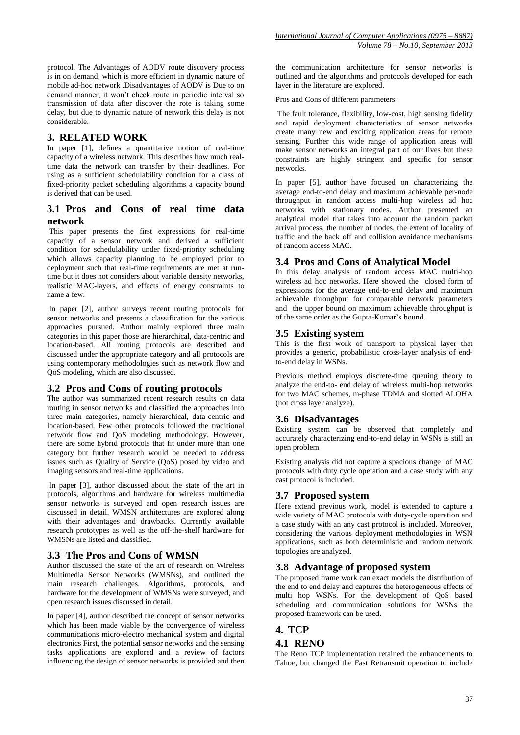protocol. The Advantages of AODV route discovery process is in on demand, which is more efficient in dynamic nature of mobile ad-hoc network .Disadvantages of AODV is Due to on demand manner, it won't check route in periodic interval so transmission of data after discover the rote is taking some delay, but due to dynamic nature of network this delay is not considerable.

## 3. RELATED WORK

In paper [1], defines a quantitative notion of real-time capacity of a wireless network. This describes how much real-time data the network can transfer by their deadlines. For using as a sufficient schedulability condition for a class of fixed-priority packet scheduling algorithms a capacity bound is derived that can be used.

### 3.1 Pros and Cons of real time data network

This paper presents the first expressions for real-time capacity of a sensor network and derived a sufficient condition for schedulability under fixed-priority scheduling which allows capacity planning to be employed prior to deployment such that real-time requirements are met at run-time but it does not considers about variable density networks, realistic MAC-layers, and effects of energy constraints to name a few.

In paper [2], author surveys recent routing protocols for sensor networks and presents a classification for the various approaches pursued. Author mainly explored three main categories in this paper those are hierarchical, data-centric and location-based. All routing protocols are described and discussed under the appropriate category and all protocols are using contemporary methodologies such as network flow and QoS modeling, which are also discussed.

### 3.2 Pros and Cons of routing protocols

The author was summarized recent research results on data routing in sensor networks and classified the approaches into three main categories, namely hierarchical, data-centric and location-based. Few other protocols followed the traditional network flow and QoS modeling methodology. However, there are some hybrid protocols that fit under more than one category but further research would be needed to address issues such as Quality of Service (QoS) posed by video and imaging sensors and real-time applications.

In paper [3], author discussed about the state of the art in protocols, algorithms and hardware for wireless multimedia sensor networks is surveyed and open research issues are discussed in detail. WMSN architectures are explored along with their advantages and drawbacks. Currently available research prototypes as well as the off-the-shelf hardware for WMSNs are listed and classified.

### 3.3 The Pros and Cons of WMSN

Author discussed the state of the art of research on Wireless Multimedia Sensor Networks (WMSNs), and outlined the main research challenges. Algorithms, protocols, and hardware for the development of WMSNs were surveyed, and open research issues discussed in detail.

In paper [4], author described the concept of sensor networks which has been made viable by the convergence of wireless communications micro-electro mechanical system and digital electronics First, the potential sensor networks and the sensing tasks applications are explored and a review of factors influencing the design of sensor networks is provided and then the communication architecture for sensor networks is outlined and the algorithms and protocols developed for each layer in the literature are explored.

Pros and Cons of different parameters:

The fault tolerance, flexibility, low-cost, high sensing fidelity and rapid deployment characteristics of sensor networks create many new and exciting application areas for remote sensing. Further this wide range of application areas will make sensor networks an integral part of our lives but these constraints are highly stringent and specific for sensor networks.

In paper [5], author have focused on characterizing the average end-to-end delay and maximum achievable per-node throughput in random access multi-hop wireless ad hoc networks with stationary nodes. Author presented an analytical model that takes into account the random packet arrival process, the number of nodes, the extent of locality of traffic and the back off and collision avoidance mechanisms of random access MAC.

### 3.4 Pros and Cons of Analytical Model

In this delay analysis of random access MAC multi-hop wireless ad hoc networks. Here showed the closed form of expressions for the average end-to-end delay and maximum achievable throughput for comparable network parameters and the upper bound on maximum achievable throughput is of the same order as the Gupta-Kumar's bound.

### 3.5 Existing system

This is the first work of transport to physical layer that provides a generic, probabilistic cross-layer analysis of end-to-end delay in WSNs.

Previous method employs discrete-time queuing theory to analyze the end-to- end delay of wireless multi-hop networks for two MAC schemes, m-phase TDMA and slotted ALOHA (not cross layer analyze).

### 3.6 Disadvantages

Existing system can be observed that completely and accurately characterizing end-to-end delay in WSNs is still an open problem

Existing analysis did not capture a spacious change of MAC protocols with duty cycle operation and a case study with any cast protocol is included.

### 3.7 Proposed system

Here extend previous work, model is extended to capture a wide variety of MAC protocols with duty-cycle operation and a case study with an any cast protocol is included. Moreover, considering the various deployment methodologies in WSN applications, such as both deterministic and random network topologies are analyzed.

### 3.8 Advantage of proposed system

The proposed frame work can exact models the distribution of the end to end delay and captures the heterogeneous effects of multi hop WSNs. For the development of QoS based scheduling and communication solutions for WSNs the proposed framework can be used.

## 4. TCP

### 4.1 RENO

The Reno TCP implementation retained the enhancements to Tahoe, but changed the Fast Retransmit operation to include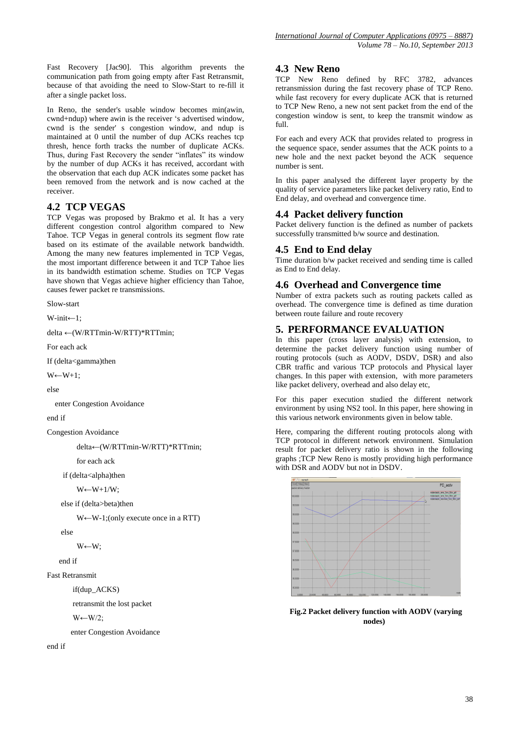Fast Recovery [Jac90]. This algorithm prevents the communication path from going empty after Fast Retransmit, because of that avoiding the need to Slow-Start to re-fill it after a single packet loss.

In Reno, the sender's usable window becomes min(awin, cwnd+ndup) where awin is the receiver 's advertised window, cwnd is the sender' s congestion window, and ndup is maintained at 0 until the number of dup ACKs reaches tcp thresh, hence forth tracks the number of duplicate ACKs. Thus, during Fast Recovery the sender "inflates" its window by the number of dup ACKs it has received, accordant with the observation that each dup ACK indicates some packet has been removed from the network and is now cached at the receiver.

## 4.2 TCP VEGAS

TCP Vegas was proposed by Brakmo et al. It has a very different congestion control algorithm compared to New Tahoe. TCP Vegas in general controls its segment flow rate based on its estimate of the available network bandwidth. Among the many new features implemented in TCP Vegas, the most important difference between it and TCP Tahoe lies in its bandwidth estimation scheme. Studies on TCP Vegas have shown that Vegas achieve higher efficiency than Tahoe, causes fewer packet re transmissions.

```
Slow-start
W-init←1;
delta ←(W/RTTmin-W/RTT)*RTTmin;
For each ack
If (delta<gamma)then
W←W+1;
else
  enter Congestion Avoidance
end if
Congestion Avoidance
        delta←(W/RTTmin-W/RTT)*RTTmin;
        for each ack
    if (delta<alpha)then
        W←W+1/W;
    else if (delta>beta)then
        W←W-1;(only execute once in a RTT)
    else
        W←W;
    end if
Fast Retransmit
        if(dup_ACKS)
        retransmit the lost packet
        W←W/2;
        enter Congestion Avoidance
end if
```

## 4.3 New Reno

TCP New Reno defined by RFC 3782, advances retransmission during the fast recovery phase of TCP Reno. while fast recovery for every duplicate ACK that is returned to TCP New Reno, a new not sent packet from the end of the congestion window is sent, to keep the transmit window as full.

For each and every ACK that provides related to progress in the sequence space, sender assumes that the ACK points to a new hole and the next packet beyond the ACK sequence number is sent.

In this paper analysed the different layer property by the quality of service parameters like packet delivery ratio, End to End delay, and overhead and convergence time.

## 4.4 Packet delivery function

Packet delivery function is the defined as number of packets successfully transmitted b/w source and destination.

## 4.5 End to End delay

Time duration b/w packet received and sending time is called as End to End delay.

## 4.6 Overhead and Convergence time

Number of extra packets such as routing packets called as overhead. The convergence time is defined as time duration between route failure and route recovery

# 5. PERFORMANCE EVALUATION

In this paper (cross layer analysis) with extension, to determine the packet delivery function using number of routing protocols (such as AODV, DSDV, DSR) and also CBR traffic and various TCP protocols and Physical layer changes. In this paper with extension, with more parameters like packet delivery, overhead and also delay etc,

For this paper execution studied the different network environment by using NS2 tool. In this paper, here showing in this various network environments given in below table.

Here, comparing the different routing protocols along with TCP protocol in different network environment. Simulation result for packet delivery ratio is shown in the following graphs ;TCP New Reno is mostly providing high performance with DSR and AODV but not in DSDV.

**Fig.2 Packet delivery function with AODV (varying nodes)**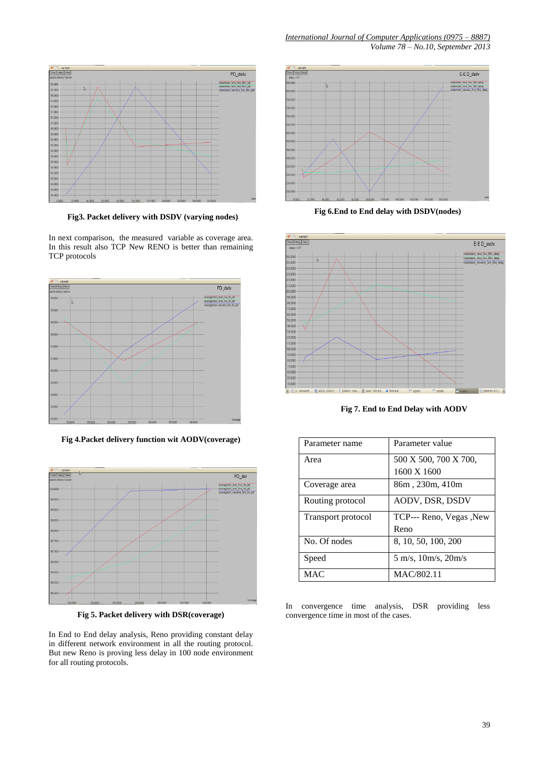Fig3. Packet delivery with DSDV (varying nodes)

In next comparison, the measured variable as coverage area. In this result also TCP New RENO is better than remaining TCP protocols

Fig 4.Packet delivery function wit AODV(coverage)

Fig 5. Packet delivery with DSR(coverage)

In End to End delay analysis, Reno providing constant delay in different network environment in all the routing protocol. But new Reno is proving less delay in 100 node environment for all routing protocols.

Fig 6.End to End delay with DSDV(nodes)

Fig 7. End to End Delay with AODV

| Parameter name | Parameter value |
| --- | --- |
| Area | 500 X 500, 700 X 700, 1600 X 1600 |
| Coverage area | 86m , 230m, 410m |
| Routing protocol | AODV, DSR, DSDV |
| Transport protocol | TCP--- Reno, Vegas ,New Reno |
| No. Of nodes | 8, 10, 50, 100, 200 |
| Speed | 5 m/s, 10m/s, 20m/s |
| MAC | MAC/802.11 |

In convergence time analysis, DSR providing less convergence time in most of the cases.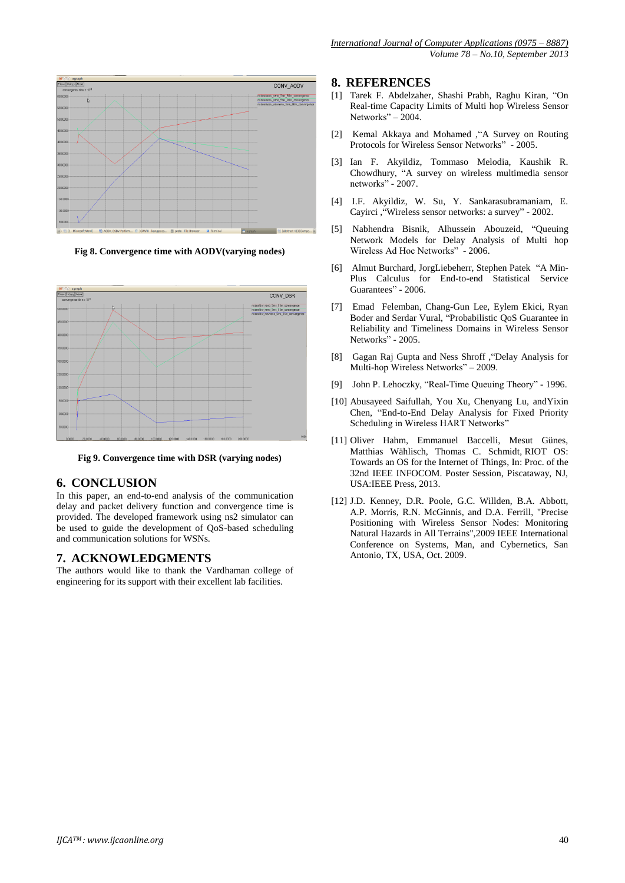CONV_AODV

Fig 8. Convergence time with AODV(varying nodes)

CONV_DSR

Fig 9. Convergence time with DSR (varying nodes)

## 6. CONCLUSION

In this paper, an end-to-end analysis of the communication delay and packet delivery function and convergence time is provided. The developed framework using ns2 simulator can be used to guide the development of QoS-based scheduling and communication solutions for WSNs.

## 7. ACKNOWLEDGMENTS

The authors would like to thank the Vardhaman college of engineering for its support with their excellent lab facilities.

## 8. REFERENCES

[1] Tarek F. Abdelzaher, Shashi Prabh, Raghu Kiran, "On Real-time Capacity Limits of Multi hop Wireless Sensor Networks" – 2004.

[2] Kemal Akkaya and Mohamed ,"A Survey on Routing Protocols for Wireless Sensor Networks" - 2005.

[3] Ian F. Akyildiz, Tommaso Melodia, Kaushik R. Chowdhury, "A survey on wireless multimedia sensor networks" - 2007.

[4] I.F. Akyildiz, W. Su, Y. Sankarasubramaniam, E. Cayirci ,"Wireless sensor networks: a survey" - 2002.

[5] Nabhendra Bisnik, Alhussein Abouzeid, "Queuing Network Models for Delay Analysis of Multi hop Wireless Ad Hoc Networks" - 2006.

[6] Almut Burchard, JorgLiebeherr, Stephen Patek "A Min-Plus Calculus for End-to-end Statistical Service Guarantees" - 2006.

[7] Emad Felemban, Chang-Gun Lee, Eylem Ekici, Ryan Boder and Serdar Vural, "Probabilistic QoS Guarantee in Reliability and Timeliness Domains in Wireless Sensor Networks" - 2005.

[8] Gagan Raj Gupta and Ness Shroff ,"Delay Analysis for Multi-hop Wireless Networks" – 2009.

[9] John P. Lehoczky, "Real-Time Queuing Theory" - 1996.

[10] Abusayeed Saifullah, You Xu, Chenyang Lu, andYixin Chen, "End-to-End Delay Analysis for Fixed Priority Scheduling in Wireless HART Networks"

[11] Oliver Hahm, Emmanuel Baccelli, Mesut Günes, Matthias Wählisch, Thomas C. Schmidt, RIOT OS: Towards an OS for the Internet of Things, In: Proc. of the 32nd IEEE INFOCOM. Poster Session, Piscataway, NJ, USA:IEEE Press, 2013.

[12] J.D. Kenney, D.R. Poole, G.C. Willden, B.A. Abbott, A.P. Morris, R.N. McGinnis, and D.A. Ferrill, "Precise Positioning with Wireless Sensor Nodes: Monitoring Natural Hazards in All Terrains",2009 IEEE International Conference on Systems, Man, and Cybernetics, San Antonio, TX, USA, Oct. 2009.